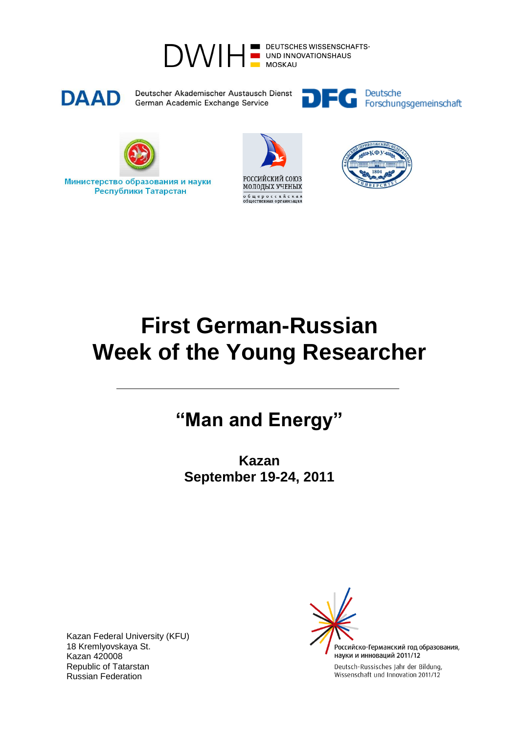DWIH DEUTSCHES WISSENSCHAFTS- UND INNOVATIONSHAUS MOSKAU

DAAD Deutscher Akademischer Austausch Dienst German Academic Exchange Service

DFG Deutsche Forschungsgemeinschaft

Министерство образования и науки Республики Татарстан

Российский союз молодых ученых общероссийская общественная организация

# First German-Russian Week of the Young Researcher

## "Man and Energy"

**Kazan**
**September 19-24, 2011**

Kazan Federal University (KFU)
18 Kremlyovskaya St.
Kazan 420008
Republic of Tatarstan
Russian Federation

Российско-Германский год образования, науки и инноваций 2011/12
Deutsch-Russisches Jahr der Bildung, Wissenschaft und Innovation 2011/12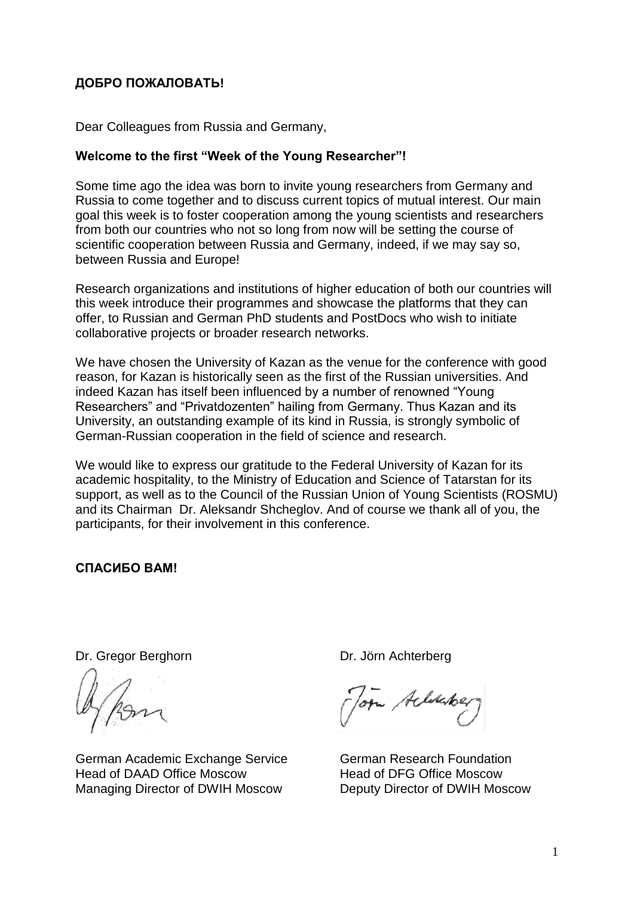**ДОБРО ПОЖАЛОВАТЬ!**

Dear Colleagues from Russia and Germany,

**Welcome to the first "Week of the Young Researcher"!**

Some time ago the idea was born to invite young researchers from Germany and Russia to come together and to discuss current topics of mutual interest. Our main goal this week is to foster cooperation among the young scientists and researchers from both our countries who not so long from now will be setting the course of scientific cooperation between Russia and Germany, indeed, if we may say so, between Russia and Europe!

Research organizations and institutions of higher education of both our countries will this week introduce their programmes and showcase the platforms that they can offer, to Russian and German PhD students and PostDocs who wish to initiate collaborative projects or broader research networks.

We have chosen the University of Kazan as the venue for the conference with good reason, for Kazan is historically seen as the first of the Russian universities. And indeed Kazan has itself been influenced by a number of renowned "Young Researchers" and "Privatdozenten" hailing from Germany. Thus Kazan and its University, an outstanding example of its kind in Russia, is strongly symbolic of German-Russian cooperation in the field of science and research.

We would like to express our gratitude to the Federal University of Kazan for its academic hospitality, to the Ministry of Education and Science of Tatarstan for its support, as well as to the Council of the Russian Union of Young Scientists (ROSMU) and its Chairman Dr. Aleksandr Shcheglov. And of course we thank all of you, the participants, for their involvement in this conference.

**СПАСИБО ВАМ!**

Dr. Gregor Berghorn

German Academic Exchange Service
Head of DAAD Office Moscow
Managing Director of DWIH Moscow

Dr. Jörn Achterberg

German Research Foundation
Head of DFG Office Moscow
Deputy Director of DWIH Moscow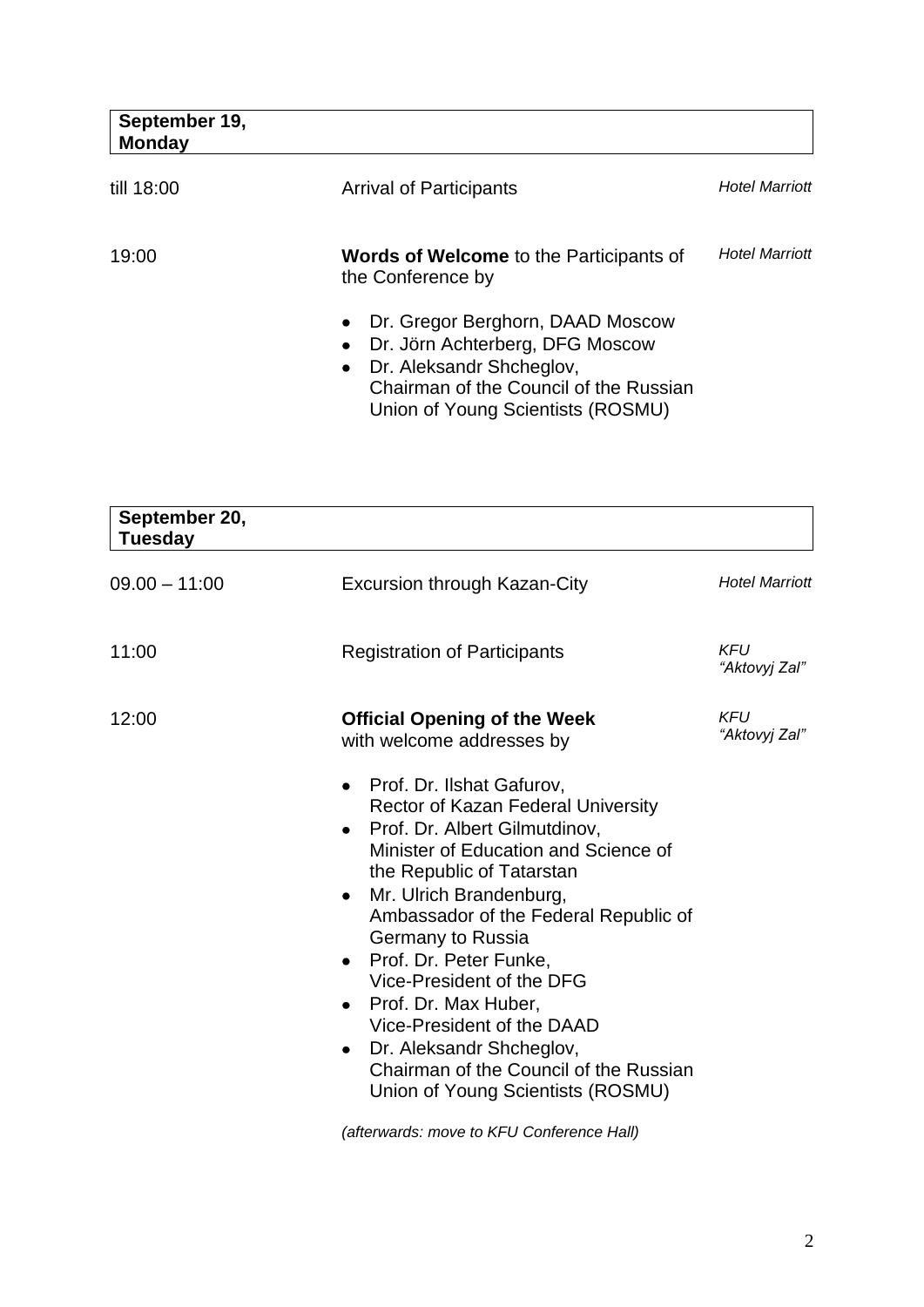**September 19, Monday**

| | | |
|---|---|---|
| till 18:00 | Arrival of Participants | *Hotel Marriott* |
| 19:00 | **Words of Welcome** to the Participants of the Conference by<br><br>• Dr. Gregor Berghorn, DAAD Moscow<br>• Dr. Jörn Achterberg, DFG Moscow<br>• Dr. Aleksandr Shcheglov, Chairman of the Council of the Russian Union of Young Scientists (ROSMU) | *Hotel Marriott* |

**September 20, Tuesday**

| | | |
|---|---|---|
| 09.00 – 11:00 | Excursion through Kazan-City | *Hotel Marriott* |
| 11:00 | Registration of Participants | *KFU "Aktovyj Zal"* |
| 12:00 | **Official Opening of the Week** with welcome addresses by<br><br>• Prof. Dr. Ilshat Gafurov, Rector of Kazan Federal University<br>• Prof. Dr. Albert Gilmutdinov, Minister of Education and Science of the Republic of Tatarstan<br>• Mr. Ulrich Brandenburg, Ambassador of the Federal Republic of Germany to Russia<br>• Prof. Dr. Peter Funke, Vice-President of the DFG<br>• Prof. Dr. Max Huber, Vice-President of the DAAD<br>• Dr. Aleksandr Shcheglov, Chairman of the Council of the Russian Union of Young Scientists (ROSMU)<br><br>*(afterwards: move to KFU Conference Hall)* | *KFU "Aktovyj Zal"* |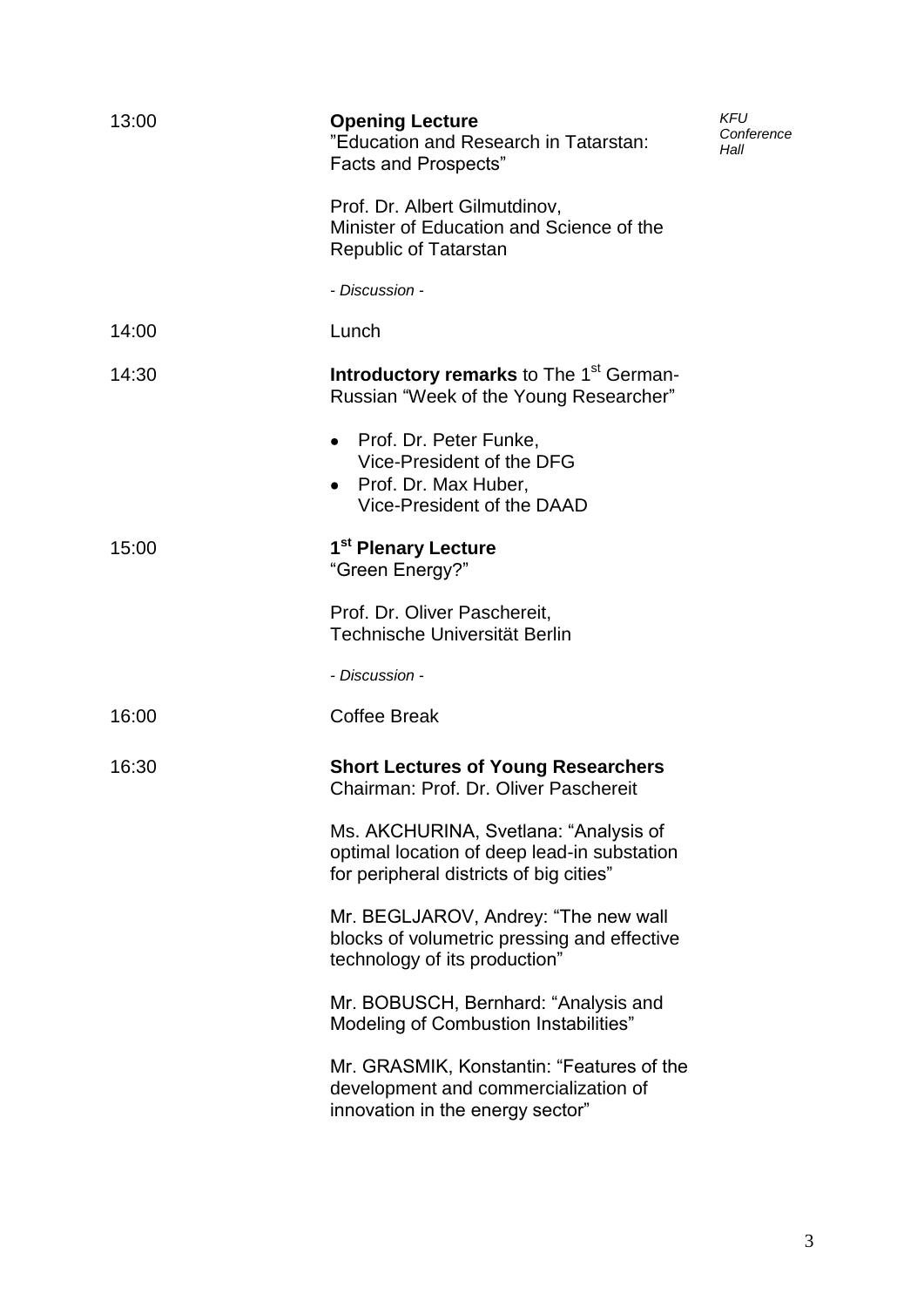| | | |
|---|---|---|
| 13:00 | **Opening Lecture**<br>"Education and Research in Tatarstan: Facts and Prospects"<br><br>Prof. Dr. Albert Gilmutdinov,<br>Minister of Education and Science of the Republic of Tatarstan<br><br>*- Discussion -* | *KFU Conference Hall* |
| 14:00 | Lunch | |
| 14:30 | **Introductory remarks** to The 1st German-Russian "Week of the Young Researcher"<br><br>• Prof. Dr. Peter Funke,<br>Vice-President of the DFG<br>• Prof. Dr. Max Huber,<br>Vice-President of the DAAD | |
| 15:00 | **1st Plenary Lecture**<br>"Green Energy?"<br><br>Prof. Dr. Oliver Paschereit,<br>Technische Universität Berlin<br><br>*- Discussion -* | |
| 16:00 | Coffee Break | |
| 16:30 | **Short Lectures of Young Researchers**<br>Chairman: Prof. Dr. Oliver Paschereit<br><br>Ms. AKCHURINA, Svetlana: "Analysis of optimal location of deep lead-in substation for peripheral districts of big cities"<br><br>Mr. BEGLJAROV, Andrey: "The new wall blocks of volumetric pressing and effective technology of its production"<br><br>Mr. BOBUSCH, Bernhard: "Analysis and Modeling of Combustion Instabilities"<br><br>Mr. GRASMIK, Konstantin: "Features of the development and commercialization of innovation in the energy sector" | |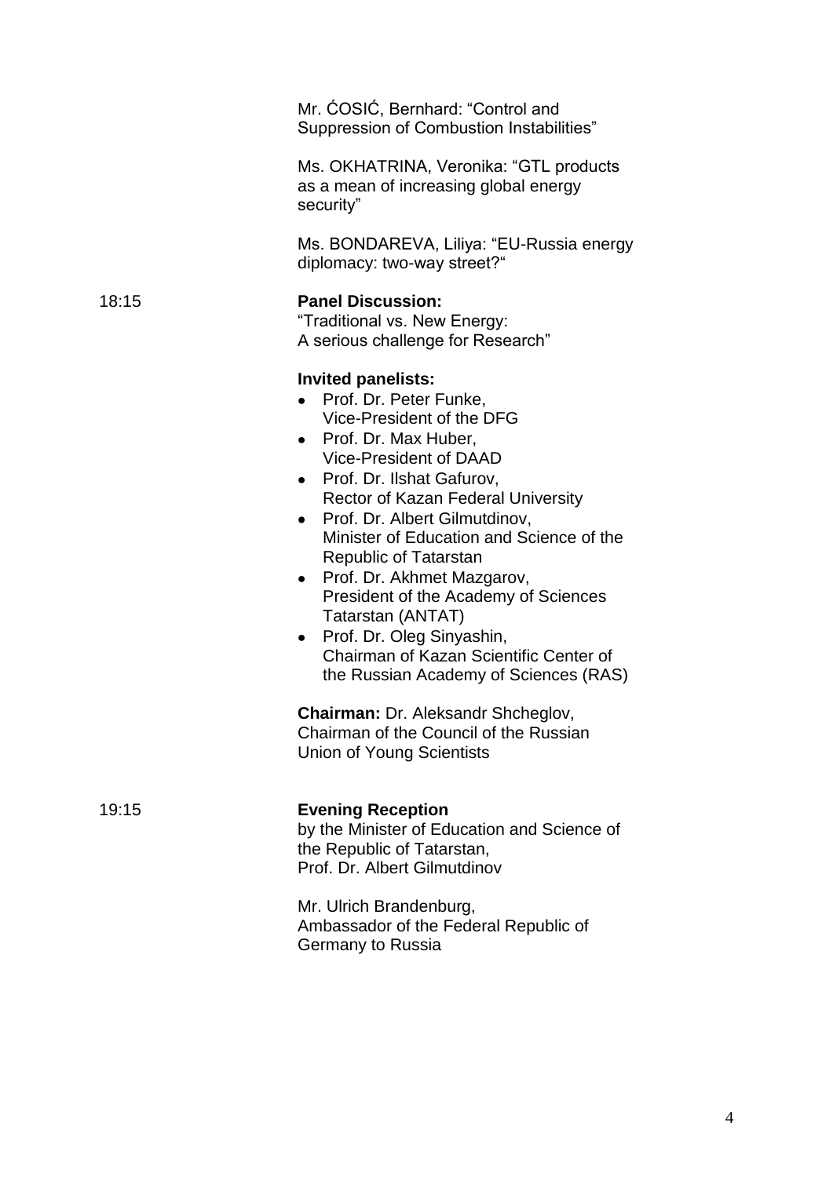Mr. ĆOSIĆ, Bernhard: "Control and Suppression of Combustion Instabilities"

Ms. OKHATRINA, Veronika: "GTL products as a mean of increasing global energy security"

Ms. BONDAREVA, Liliya: "EU-Russia energy diplomacy: two-way street?"

18:15 **Panel Discussion:**
"Traditional vs. New Energy:
A serious challenge for Research"

**Invited panelists:**

- Prof. Dr. Peter Funke,
  Vice-President of the DFG
- Prof. Dr. Max Huber,
  Vice-President of DAAD
- Prof. Dr. Ilshat Gafurov,
  Rector of Kazan Federal University
- Prof. Dr. Albert Gilmutdinov,
  Minister of Education and Science of the Republic of Tatarstan
- Prof. Dr. Akhmet Mazgarov,
  President of the Academy of Sciences Tatarstan (ANTAT)
- Prof. Dr. Oleg Sinyashin,
  Chairman of Kazan Scientific Center of the Russian Academy of Sciences (RAS)

**Chairman:** Dr. Aleksandr Shcheglov,
Chairman of the Council of the Russian Union of Young Scientists

19:15 **Evening Reception**
by the Minister of Education and Science of the Republic of Tatarstan,
Prof. Dr. Albert Gilmutdinov

Mr. Ulrich Brandenburg,
Ambassador of the Federal Republic of Germany to Russia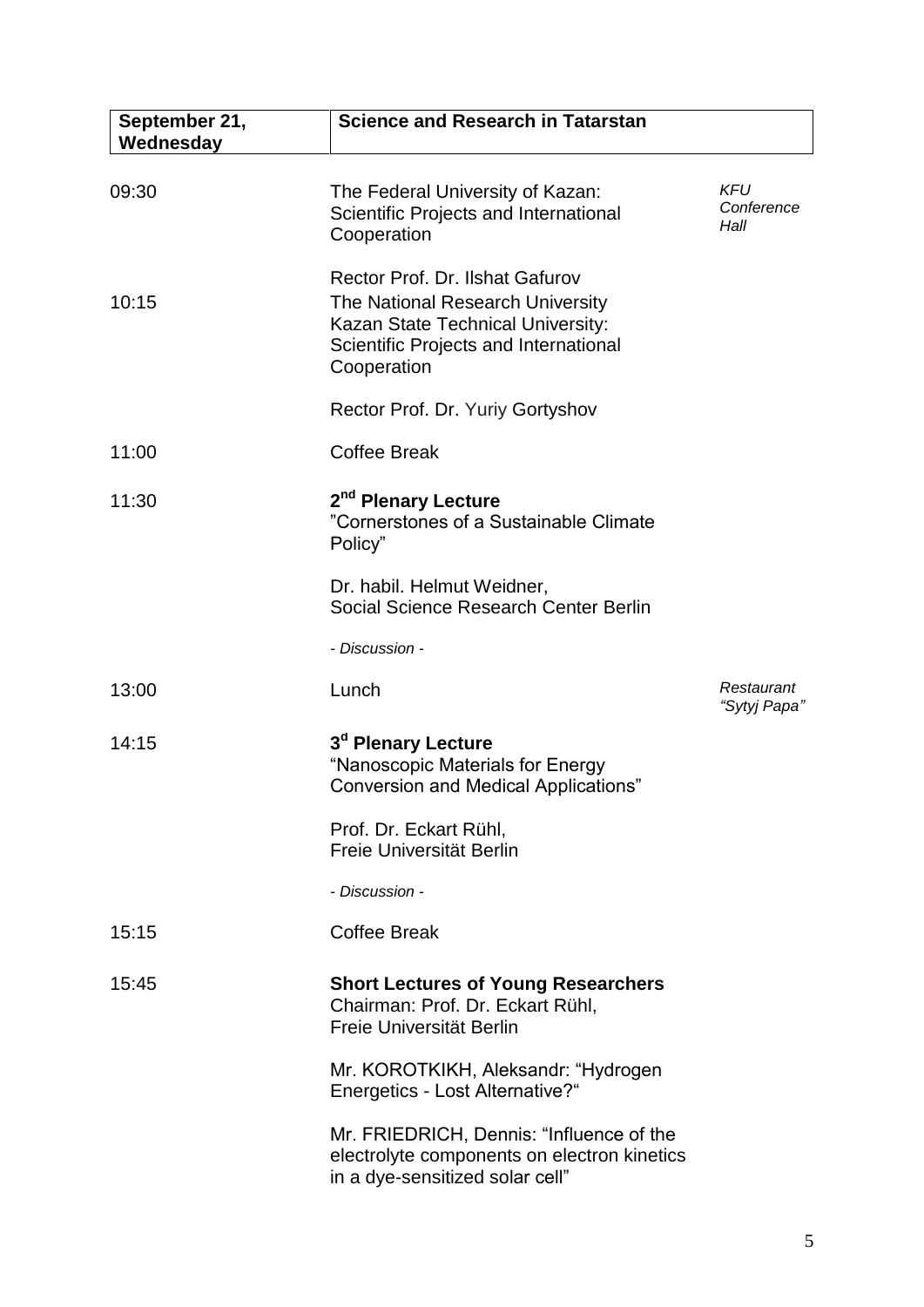| September 21, Wednesday | Science and Research in Tatarstan |
|---|---|

| | | |
|---|---|---|
| 09:30 | The Federal University of Kazan: Scientific Projects and International Cooperation<br><br>Rector Prof. Dr. Ilshat Gafurov | *KFU Conference Hall* |
| 10:15 | The National Research University Kazan State Technical University: Scientific Projects and International Cooperation<br><br>Rector Prof. Dr. Yuriy Gortyshov | |
| 11:00 | Coffee Break | |
| 11:30 | **2nd Plenary Lecture**<br>"Cornerstones of a Sustainable Climate Policy"<br><br>Dr. habil. Helmut Weidner, Social Science Research Center Berlin<br><br>*- Discussion -* | |
| 13:00 | Lunch | *Restaurant "Sytyj Papa"* |
| 14:15 | **3d Plenary Lecture**<br>"Nanoscopic Materials for Energy Conversion and Medical Applications"<br><br>Prof. Dr. Eckart Rühl, Freie Universität Berlin<br><br>*- Discussion -* | |
| 15:15 | Coffee Break | |
| 15:45 | **Short Lectures of Young Researchers**<br>Chairman: Prof. Dr. Eckart Rühl, Freie Universität Berlin<br><br>Mr. KOROTKIKH, Aleksandr: "Hydrogen Energetics - Lost Alternative?"<br><br>Mr. FRIEDRICH, Dennis: "Influence of the electrolyte components on electron kinetics in a dye-sensitized solar cell" | |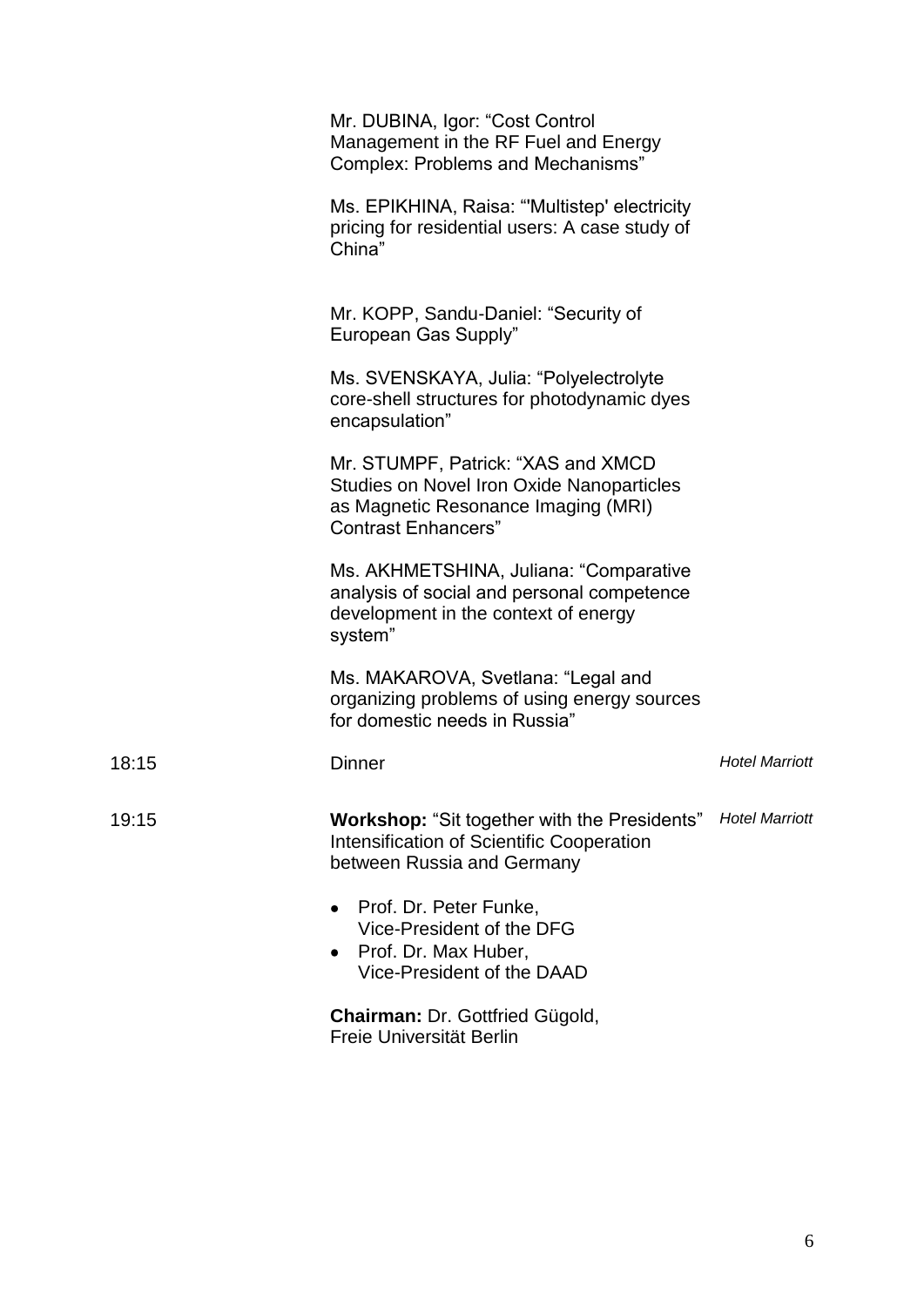Mr. DUBINA, Igor: "Cost Control Management in the RF Fuel and Energy Complex: Problems and Mechanisms"

Ms. EPIKHINA, Raisa: "'Multistep' electricity pricing for residential users: A case study of China"

Mr. KOPP, Sandu-Daniel: "Security of European Gas Supply"

Ms. SVENSKAYA, Julia: "Polyelectrolyte core-shell structures for photodynamic dyes encapsulation"

Mr. STUMPF, Patrick: "XAS and XMCD Studies on Novel Iron Oxide Nanoparticles as Magnetic Resonance Imaging (MRI) Contrast Enhancers"

Ms. AKHMETSHINA, Juliana: "Comparative analysis of social and personal competence development in the context of energy system"

Ms. MAKAROVA, Svetlana: "Legal and organizing problems of using energy sources for domestic needs in Russia"

| | | |
|---|---|---|
| 18:15 | Dinner | *Hotel Marriott* |
| 19:15 | **Workshop:** "Sit together with the Presidents" Intensification of Scientific Cooperation between Russia and Germany | *Hotel Marriott* |

- Prof. Dr. Peter Funke, Vice-President of the DFG
- Prof. Dr. Max Huber, Vice-President of the DAAD

**Chairman:** Dr. Gottfried Gügold, Freie Universität Berlin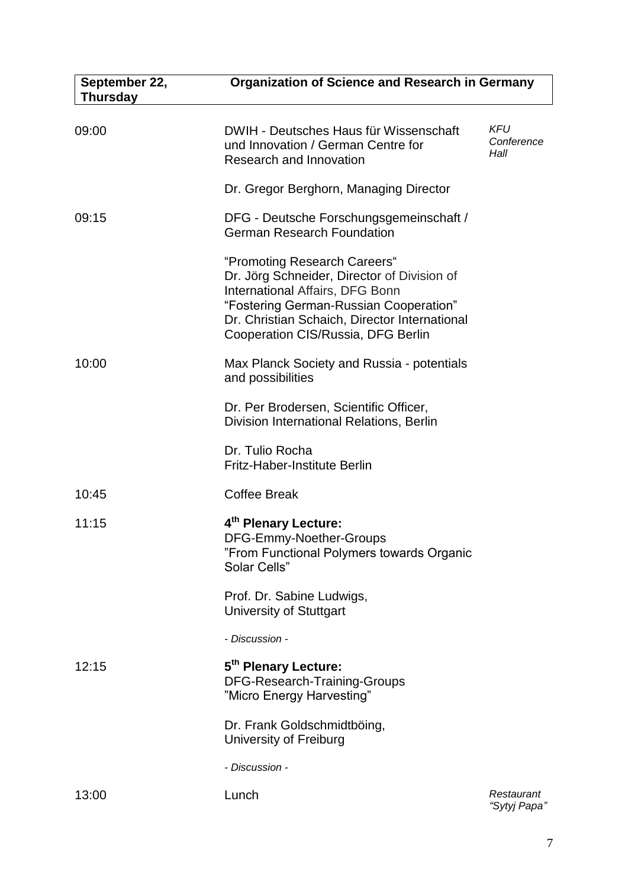| **September 22, Thursday** | **Organization of Science and Research in Germany** | |
|---|---|---|
| 09:00 | DWIH - Deutsches Haus für Wissenschaft und Innovation / German Centre for Research and Innovation<br><br>Dr. Gregor Berghorn, Managing Director | *KFU Conference Hall* |
| 09:15 | DFG - Deutsche Forschungsgemeinschaft / German Research Foundation<br><br>“Promoting Research Careers“<br>Dr. Jörg Schneider, Director of Division of International Affairs, DFG Bonn<br>“Fostering German-Russian Cooperation”<br>Dr. Christian Schaich, Director International Cooperation CIS/Russia, DFG Berlin | |
| 10:00 | Max Planck Society and Russia - potentials and possibilities<br><br>Dr. Per Brodersen, Scientific Officer, Division International Relations, Berlin<br><br>Dr. Tulio Rocha<br>Fritz-Haber-Institute Berlin | |
| 10:45 | Coffee Break | |
| 11:15 | **4th Plenary Lecture:**<br>DFG-Emmy-Noether-Groups<br>”From Functional Polymers towards Organic Solar Cells”<br><br>Prof. Dr. Sabine Ludwigs,<br>University of Stuttgart<br><br>*- Discussion -* | |
| 12:15 | **5th Plenary Lecture:**<br>DFG-Research-Training-Groups<br>”Micro Energy Harvesting”<br><br>Dr. Frank Goldschmidtböing,<br>University of Freiburg<br><br>*- Discussion -* | |
| 13:00 | Lunch | *Restaurant “Sytyj Papa”* |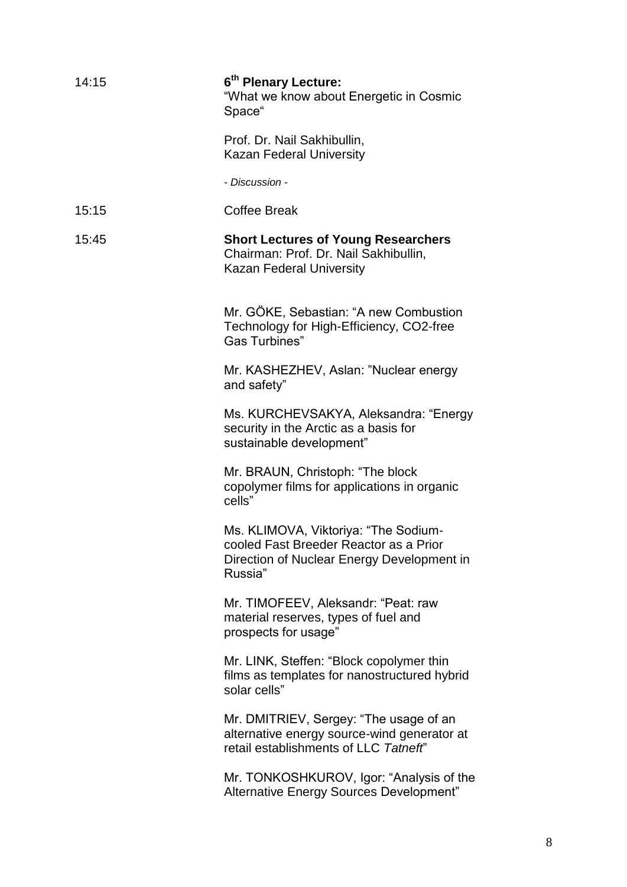14:15 **6th Plenary Lecture:**
"What we know about Energetic in Cosmic Space"

Prof. Dr. Nail Sakhibullin,
Kazan Federal University

*- Discussion -*

15:15 Coffee Break

15:45 **Short Lectures of Young Researchers**
Chairman: Prof. Dr. Nail Sakhibullin,
Kazan Federal University

Mr. GÖKE, Sebastian: "A new Combustion Technology for High-Efficiency, CO2-free Gas Turbines"

Mr. KASHEZHEV, Aslan: "Nuclear energy and safety"

Ms. KURCHEVSAKYA, Aleksandra: "Energy security in the Arctic as a basis for sustainable development"

Mr. BRAUN, Christoph: "The block copolymer films for applications in organic cells"

Ms. KLIMOVA, Viktoriya: "The Sodium-cooled Fast Breeder Reactor as a Prior Direction of Nuclear Energy Development in Russia"

Mr. TIMOFEEV, Aleksandr: "Peat: raw material reserves, types of fuel and prospects for usage"

Mr. LINK, Steffen: "Block copolymer thin films as templates for nanostructured hybrid solar cells"

Mr. DMITRIEV, Sergey: "The usage of an alternative energy source-wind generator at retail establishments of LLC *Tatneft*"

Mr. TONKOSHKUROV, Igor: "Analysis of the Alternative Energy Sources Development"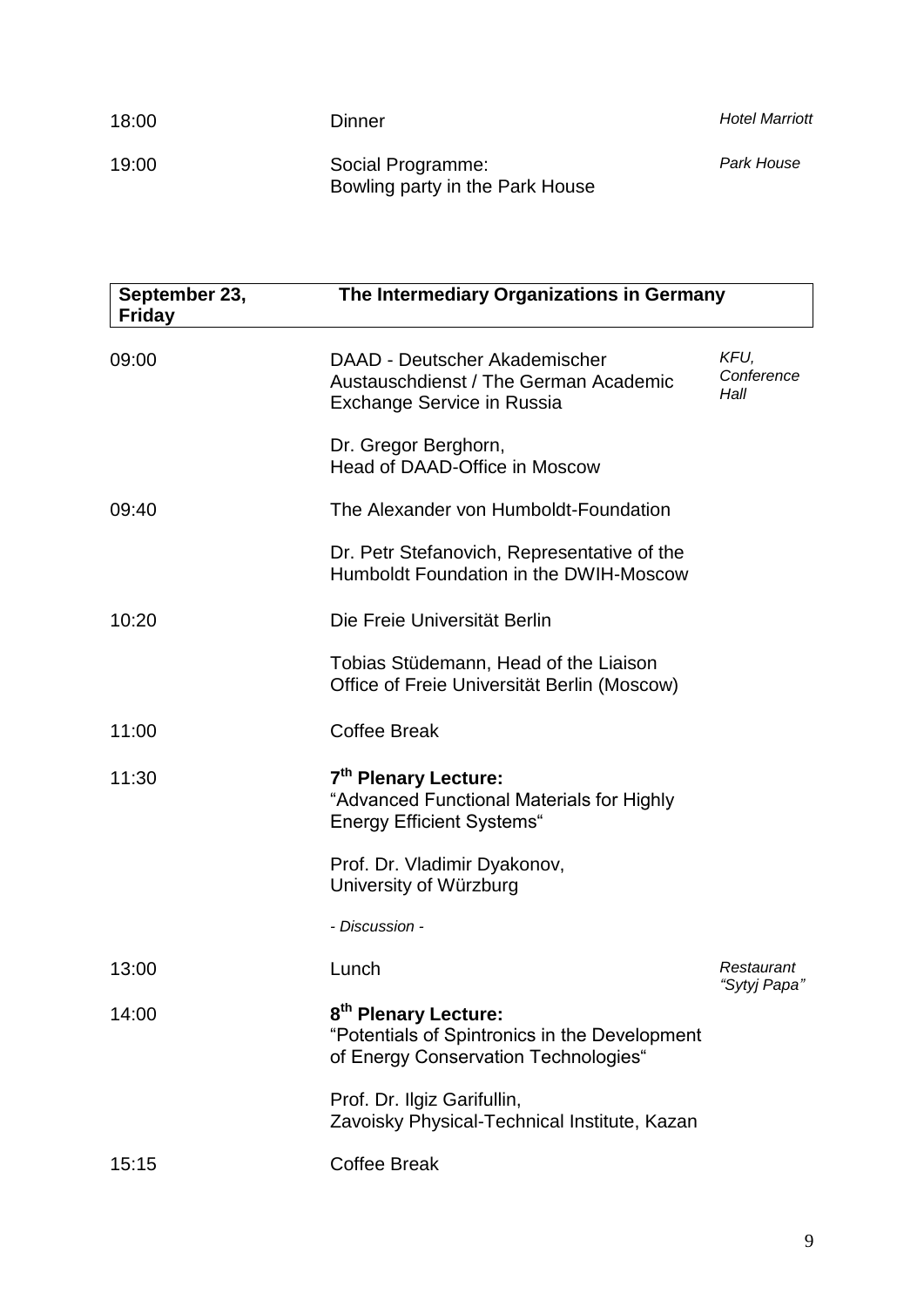| | | |
|---|---|---|
| 18:00 | Dinner | *Hotel Marriott* |
| 19:00 | Social Programme:<br>Bowling party in the Park House | *Park House* |

| **September 23, Friday** | **The Intermediary Organizations in Germany** | |
|---|---|---|
| 09:00 | DAAD - Deutscher Akademischer Austauschdienst / The German Academic Exchange Service in Russia<br><br>Dr. Gregor Berghorn,<br>Head of DAAD-Office in Moscow | *KFU, Conference Hall* |
| 09:40 | The Alexander von Humboldt-Foundation<br><br>Dr. Petr Stefanovich, Representative of the Humboldt Foundation in the DWIH-Moscow | |
| 10:20 | Die Freie Universität Berlin<br><br>Tobias Stüdemann, Head of the Liaison Office of Freie Universität Berlin (Moscow) | |
| 11:00 | Coffee Break | |
| 11:30 | **7th Plenary Lecture:**<br>“Advanced Functional Materials for Highly Energy Efficient Systems“<br><br>Prof. Dr. Vladimir Dyakonov,<br>University of Würzburg<br><br>*- Discussion -* | |
| 13:00 | Lunch | *Restaurant “Sytyj Papa”* |
| 14:00 | **8th Plenary Lecture:**<br>“Potentials of Spintronics in the Development of Energy Conservation Technologies“<br><br>Prof. Dr. Ilgiz Garifullin,<br>Zavoisky Physical-Technical Institute, Kazan | |
| 15:15 | Coffee Break | |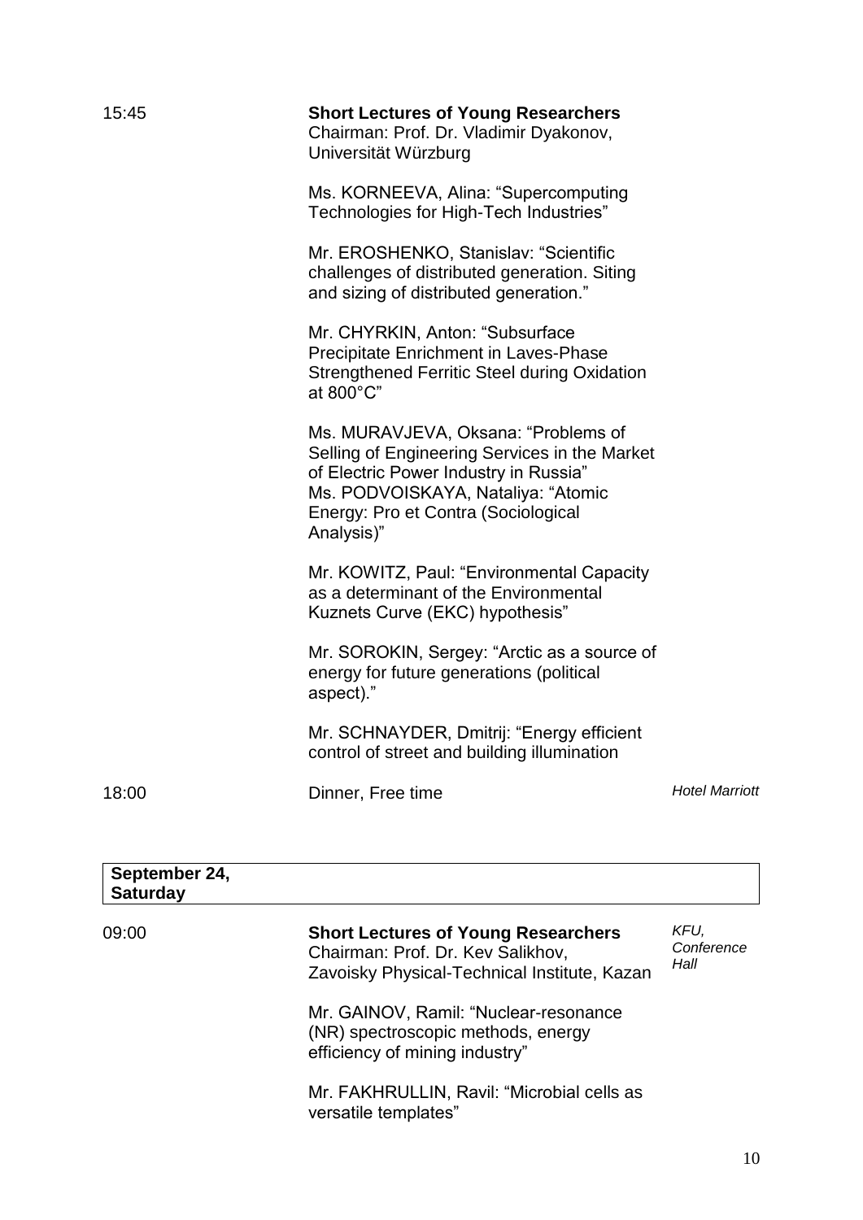15:45 **Short Lectures of Young Researchers**
Chairman: Prof. Dr. Vladimir Dyakonov, Universität Würzburg

Ms. KORNEEVA, Alina: “Supercomputing Technologies for High-Tech Industries”

Mr. EROSHENKO, Stanislav: “Scientific challenges of distributed generation. Siting and sizing of distributed generation.”

Mr. CHYRKIN, Anton: “Subsurface Precipitate Enrichment in Laves-Phase Strengthened Ferritic Steel during Oxidation at 800°C”

Ms. MURAVJEVA, Oksana: “Problems of Selling of Engineering Services in the Market of Electric Power Industry in Russia”
Ms. PODVOISKAYA, Nataliya: “Atomic Energy: Pro et Contra (Sociological Analysis)”

Mr. KOWITZ, Paul: “Environmental Capacity as a determinant of the Environmental Kuznets Curve (EKC) hypothesis”

Mr. SOROKIN, Sergey: “Arctic as a source of energy for future generations (political aspect).”

Mr. SCHNAYDER, Dmitrij: “Energy efficient control of street and building illumination

18:00 Dinner, Free time — *Hotel Marriott*

## September 24, Saturday

09:00 **Short Lectures of Young Researchers** — *KFU, Conference Hall*
Chairman: Prof. Dr. Kev Salikhov, Zavoisky Physical-Technical Institute, Kazan

Mr. GAINOV, Ramil: “Nuclear-resonance (NR) spectroscopic methods, energy efficiency of mining industry”

Mr. FAKHRULLIN, Ravil: “Microbial cells as versatile templates”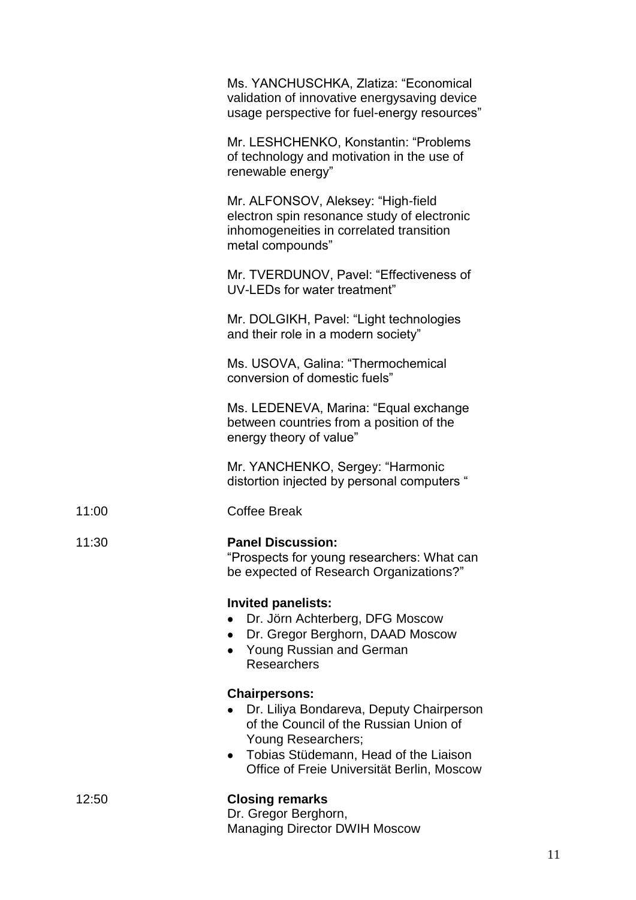Ms. YANCHUSCHKA, Zlatiza: “Economical validation of innovative energysaving device usage perspective for fuel-energy resources”

Mr. LESHCHENKO, Konstantin: “Problems of technology and motivation in the use of renewable energy”

Mr. ALFONSOV, Aleksey: “High-field electron spin resonance study of electronic inhomogeneities in correlated transition metal compounds”

Mr. TVERDUNOV, Pavel: “Effectiveness of UV-LEDs for water treatment”

Mr. DOLGIKH, Pavel: “Light technologies and their role in a modern society”

Ms. USOVA, Galina: “Thermochemical conversion of domestic fuels”

Ms. LEDENEVA, Marina: “Equal exchange between countries from a position of the energy theory of value”

Mr. YANCHENKO, Sergey: “Harmonic distortion injected by personal computers “

11:00 Coffee Break

11:30 **Panel Discussion:**
“Prospects for young researchers: What can be expected of Research Organizations?”

**Invited panelists:**

- Dr. Jörn Achterberg, DFG Moscow
- Dr. Gregor Berghorn, DAAD Moscow
- Young Russian and German Researchers

**Chairpersons:**

- Dr. Liliya Bondareva, Deputy Chairperson of the Council of the Russian Union of Young Researchers;
- Tobias Stüdemann, Head of the Liaison Office of Freie Universität Berlin, Moscow

12:50 **Closing remarks**
Dr. Gregor Berghorn,
Managing Director DWIH Moscow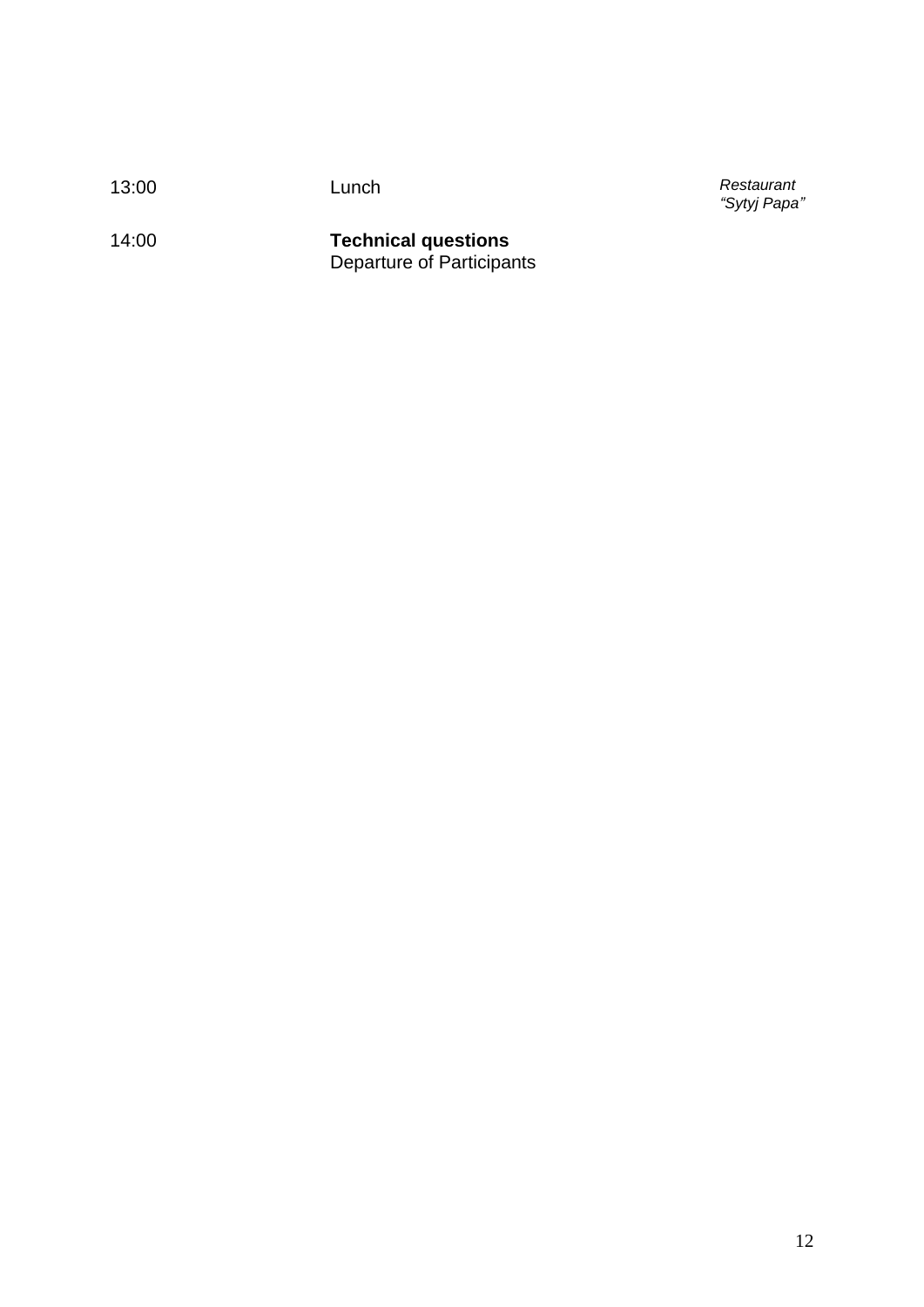| | | |
|---|---|---|
| 13:00 | Lunch | *Restaurant “Sytyj Papa”* |
| 14:00 | **Technical questions**<br>Departure of Participants | |